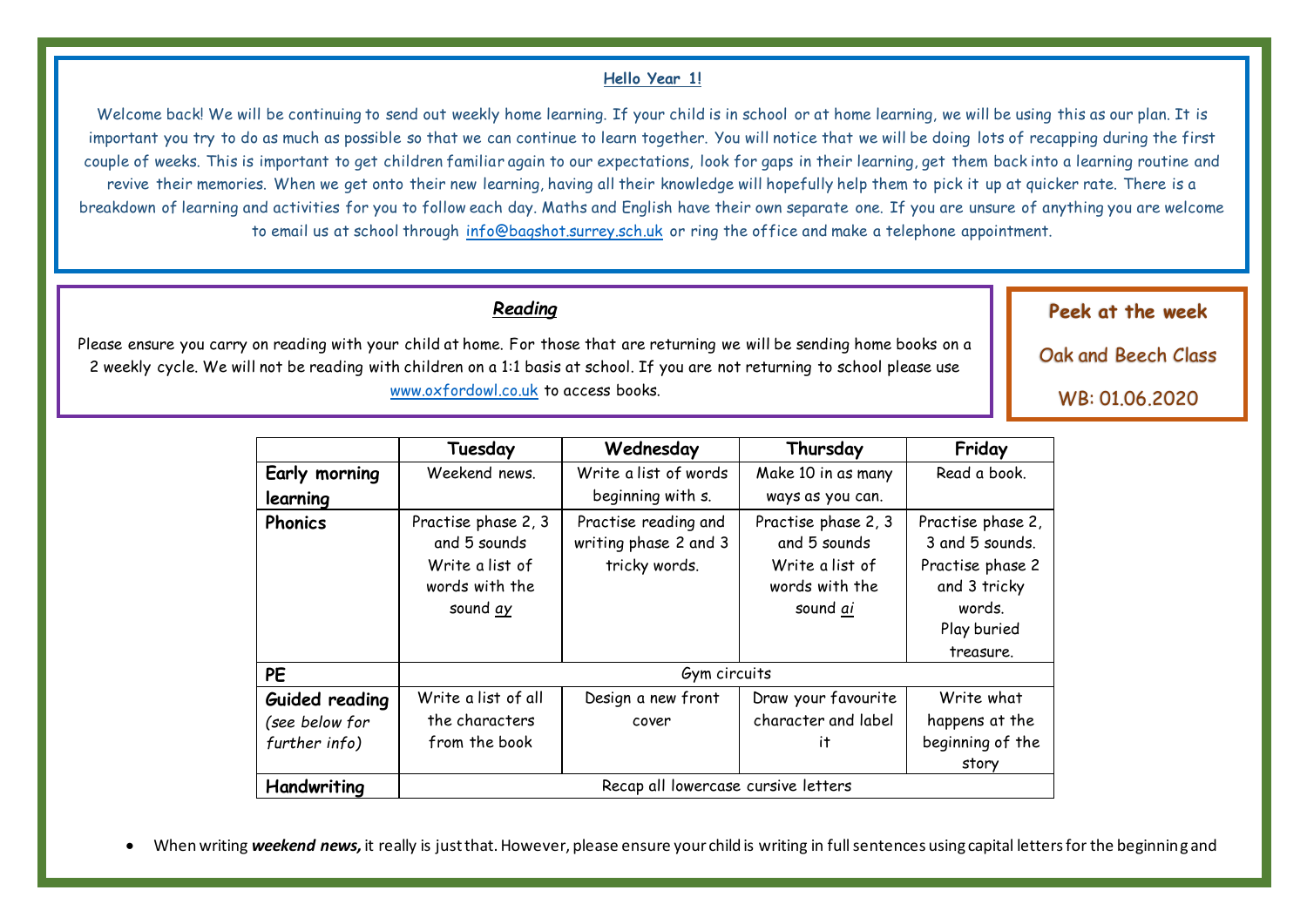**Hello Year 1!**

Welcome back! We will be continuing to send out weekly home learning. If your child is in school or at home learning, we will be using this as our plan. It is important you try to do as much as possible so that we can continue to learn together. You will notice that we will be doing lots of recapping during the first couple of weeks. This is important to get children familiar again to our expectations, look for gaps in their learning, get them back into a learning routine and revive their memories. When we get onto their new learning, having all their knowledge will hopefully help them to pick it up at quicker rate. There is a breakdown of learning and activities for you to follow each day. Maths and English have their own separate one. If you are unsure of anything you are welcome to email us at school through info@bagshot.surrey.sch.uk or ring the office and make a telephone appointment.

***Reading***

Please ensure you carry on reading with your child at home. For those that are returning we will be sending home books on a 2 weekly cycle. We will not be reading with children on a 1:1 basis at school. If you are not returning to school please use www.oxfordowl.co.uk to access books.

**Peek at the week**

**Oak and Beech Class**

**WB: 01.06.2020**

| | Tuesday | Wednesday | Thursday | Friday |
|---|---|---|---|---|
| **Early morning learning** | Weekend news. | Write a list of words beginning with s. | Make 10 in as many ways as you can. | Read a book. |
| **Phonics** | Practise phase 2, 3 and 5 sounds Write a list of words with the sound _ay_ | Practise reading and writing phase 2 and 3 tricky words. | Practise phase 2, 3 and 5 sounds Write a list of words with the sound _ai_ | Practise phase 2, 3 and 5 sounds. Practise phase 2 and 3 tricky words. Play buried treasure. |
| **PE** | Gym circuits | | | |
| **Guided reading** *(see below for further info)* | Write a list of all the characters from the book | Design a new front cover | Draw your favourite character and label it | Write what happens at the beginning of the story |
| **Handwriting** | Recap all lowercase cursive letters | | | |

- When writing ***weekend news,*** it really is just that. However, please ensure your child is writing in full sentences using capital letters for the beginning and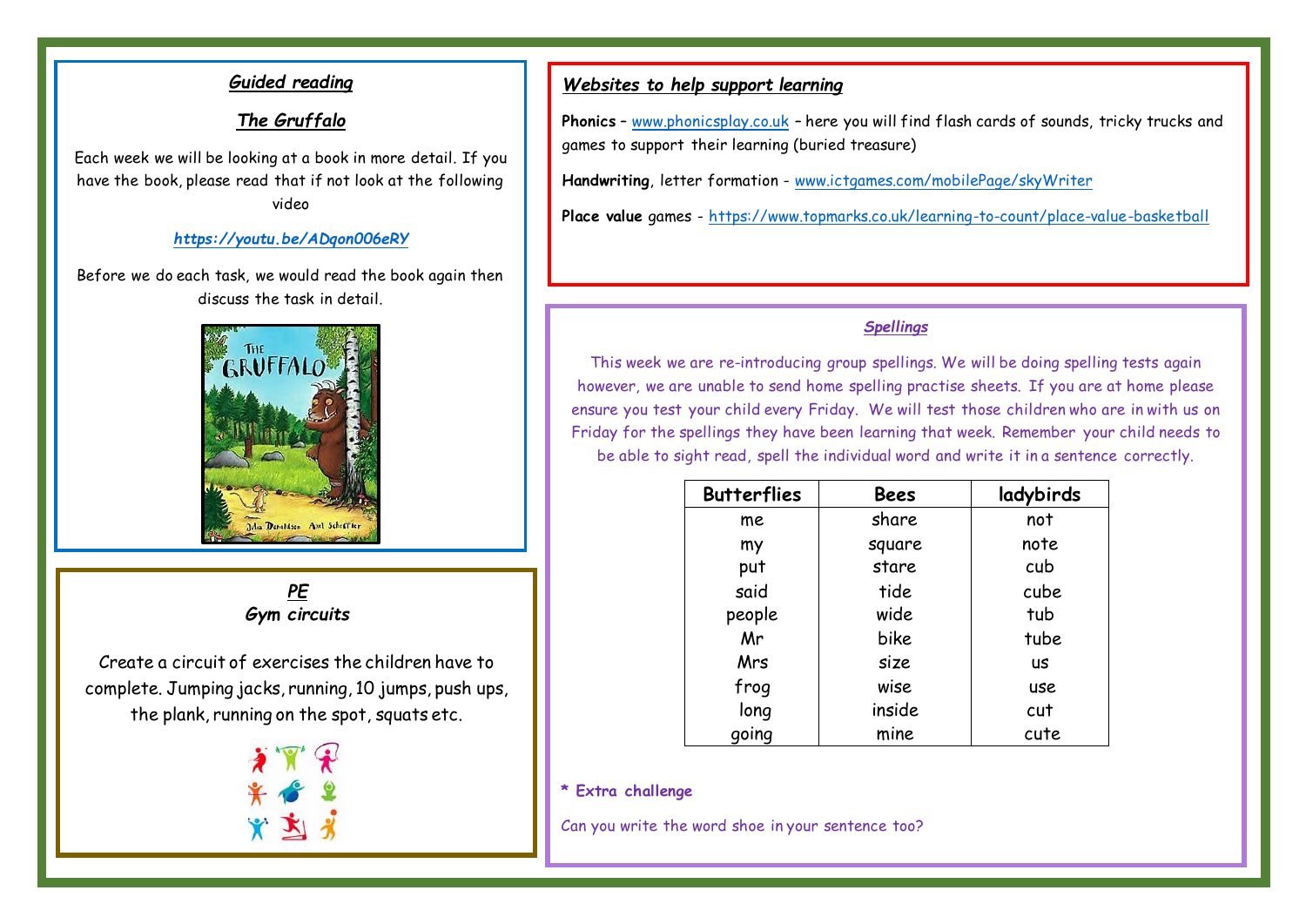## *Guided reading*

### *The Gruffalo*

Each week we will be looking at a book in more detail. If you have the book, please read that if not look at the following video

***https://youtu.be/ADqon006eRY***

Before we do each task, we would read the book again then discuss the task in detail.

## *PE*
### *Gym circuits*

Create a circuit of exercises the children have to complete. Jumping jacks, running, 10 jumps, push ups, the plank, running on the spot, squats etc.

## *Websites to help support learning*

**Phonics** – www.phonicsplay.co.uk – here you will find flash cards of sounds, tricky trucks and games to support their learning (buried treasure)

**Handwriting**, letter formation - www.ictgames.com/mobilePage/skyWriter

**Place value** games - https://www.topmarks.co.uk/learning-to-count/place-value-basketball

## *Spellings*

This week we are re-introducing group spellings. We will be doing spelling tests again however, we are unable to send home spelling practise sheets. If you are at home please ensure you test your child every Friday. We will test those children who are in with us on Friday for the spellings they have been learning that week. Remember your child needs to be able to sight read, spell the individual word and write it in a sentence correctly.

| Butterflies | Bees | ladybirds |
|---|---|---|
| me | share | not |
| my | square | note |
| put | stare | cub |
| said | tide | cube |
| people | wide | tub |
| Mr | bike | tube |
| Mrs | size | us |
| frog | wise | use |
| long | inside | cut |
| going | mine | cute |

**\* Extra challenge**

Can you write the word shoe in your sentence too?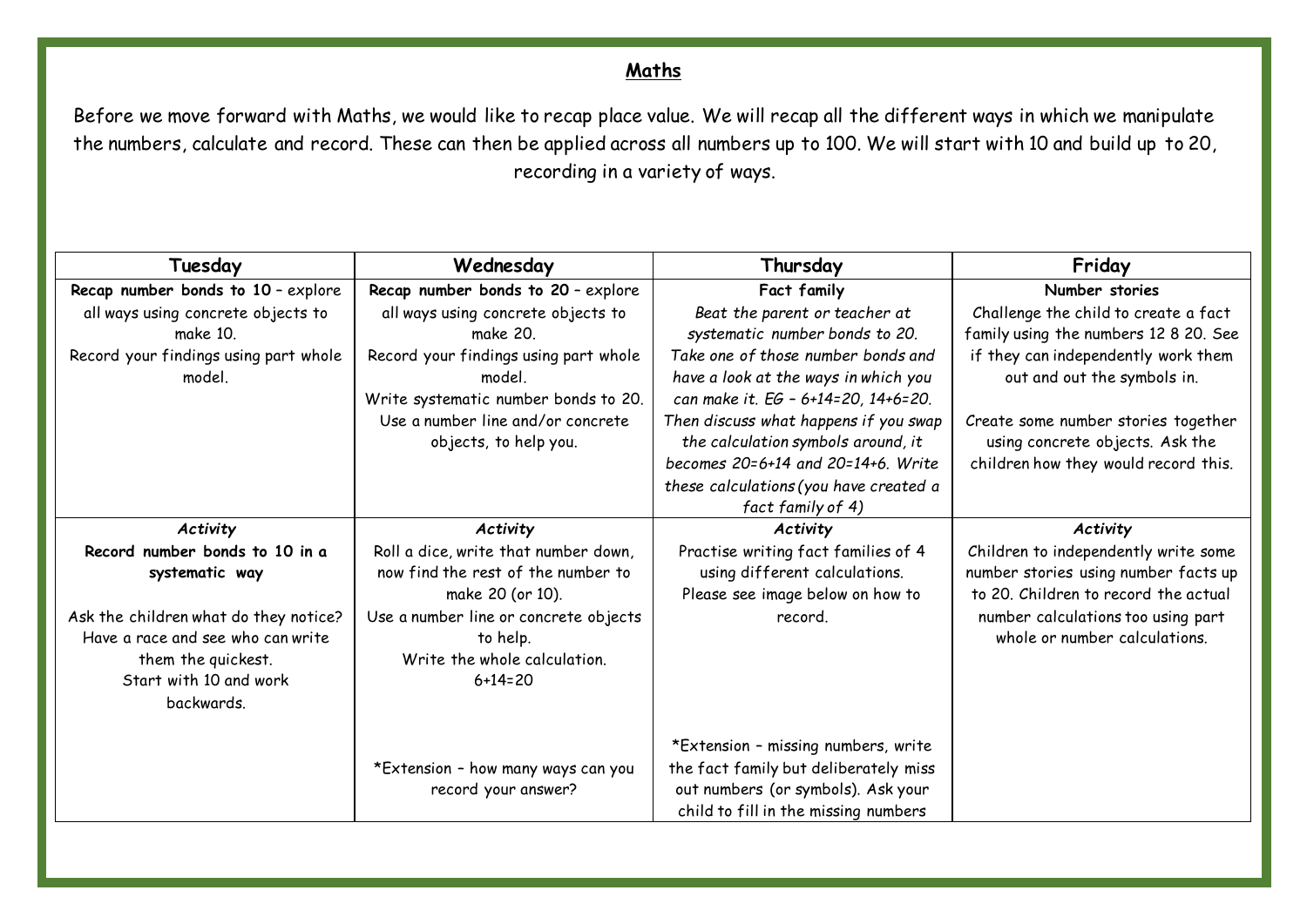## Maths

Before we move forward with Maths, we would like to recap place value. We will recap all the different ways in which we manipulate the numbers, calculate and record. These can then be applied across all numbers up to 100. We will start with 10 and build up to 20, recording in a variety of ways.

| Tuesday | Wednesday | Thursday | Friday |
|---|---|---|---|
| **Recap number bonds to 10** – explore all ways using concrete objects to make 10.<br>Record your findings using part whole model. | **Recap number bonds to 20** – explore all ways using concrete objects to make 20.<br>Record your findings using part whole model.<br>Write systematic number bonds to 20. Use a number line and/or concrete objects, to help you. | **Fact family**<br>*Beat the parent or teacher at systematic number bonds to 20. Take one of those number bonds and have a look at the ways in which you can make it. EG – 6+14=20, 14+6=20. Then discuss what happens if you swap the calculation symbols around, it becomes 20=6+14 and 20=14+6. Write these calculations (you have created a fact family of 4)* | **Number stories**<br>Challenge the child to create a fact family using the numbers 12 8 20. See if they can independently work them out and out the symbols in.<br><br>Create some number stories together using concrete objects. Ask the children how they would record this. |
| ***Activity***<br>**Record number bonds to 10 in a systematic way**<br><br>Ask the children what do they notice? Have a race and see who can write them the quickest.<br>Start with 10 and work backwards. | ***Activity***<br>Roll a dice, write that number down, now find the rest of the number to make 20 (or 10).<br>Use a number line or concrete objects to help.<br>Write the whole calculation.<br>6+14=20<br><br>*Extension – how many ways can you record your answer? | ***Activity***<br>Practise writing fact families of 4 using different calculations.<br>Please see image below on how to record.<br><br>*Extension – missing numbers, write the fact family but deliberately miss out numbers (or symbols). Ask your child to fill in the missing numbers | ***Activity***<br>Children to independently write some number stories using number facts up to 20. Children to record the actual number calculations too using part whole or number calculations. |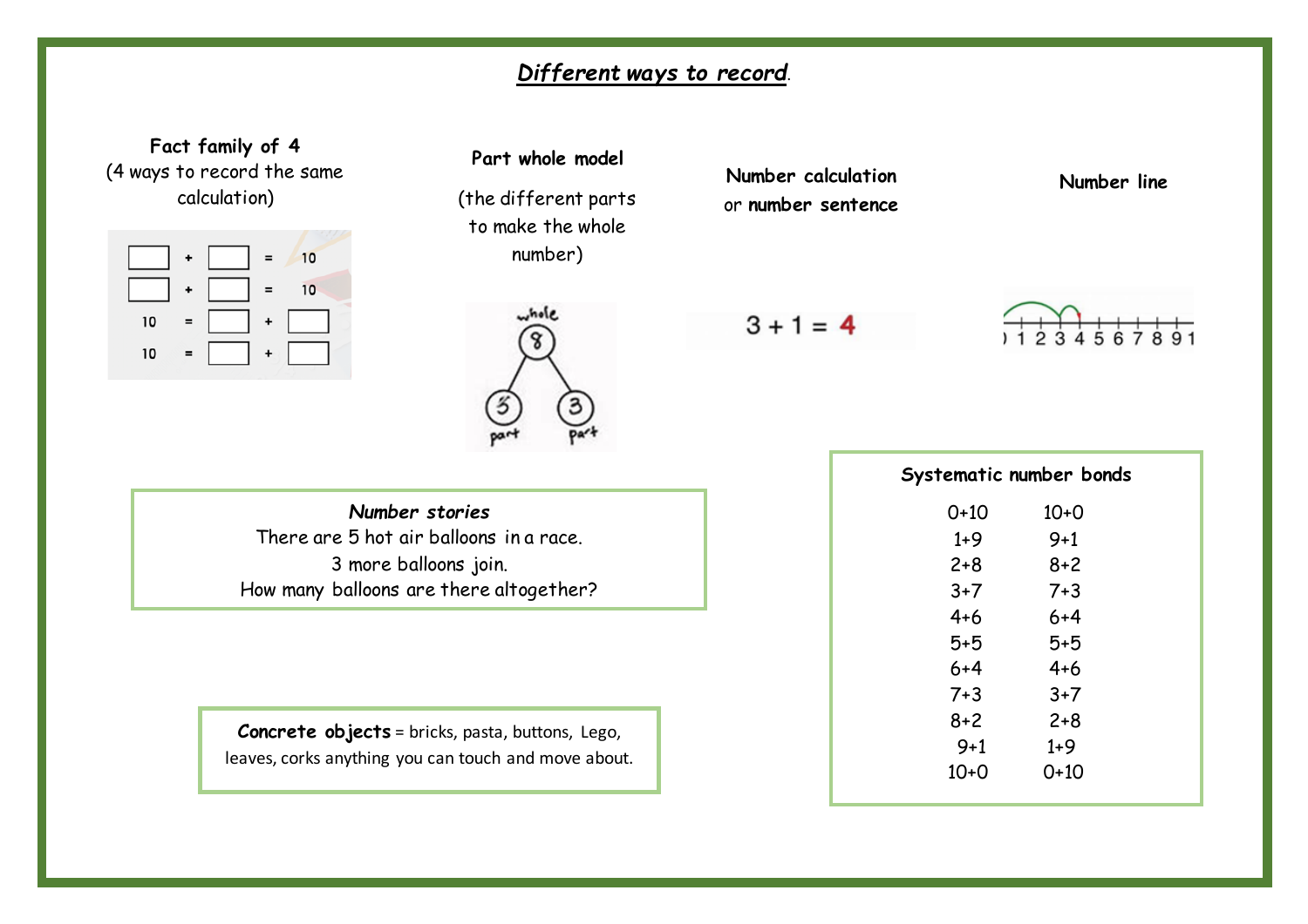# *Different ways to record*.

**Fact family of 4**
(4 ways to record the same calculation)

| | | | | |
|---|---|---|---|---|
| ☐ | + | ☐ | = | 10 |
| ☐ | + | ☐ | = | 10 |
| 10 | = | ☐ | + | ☐ |
| 10 | = | ☐ | + | ☐ |

**Part whole model**

(the different parts to make the whole number)

whole: 8
part: 5, part: 3

**Number calculation** or **number sentence**

$3 + 1 = 4$

**Number line**

0 1 2 3 4 5 6 7 8 9 10

***Number stories***

There are 5 hot air balloons in a race.
3 more balloons join.
How many balloons are there altogether?

**Concrete objects** = bricks, pasta, buttons, Lego, leaves, corks anything you can touch and move about.

**Systematic number bonds**

| | |
|---|---|
| 0+10 | 10+0 |
| 1+9 | 9+1 |
| 2+8 | 8+2 |
| 3+7 | 7+3 |
| 4+6 | 6+4 |
| 5+5 | 5+5 |
| 6+4 | 4+6 |
| 7+3 | 3+7 |
| 8+2 | 2+8 |
| 9+1 | 1+9 |
| 10+0 | 0+10 |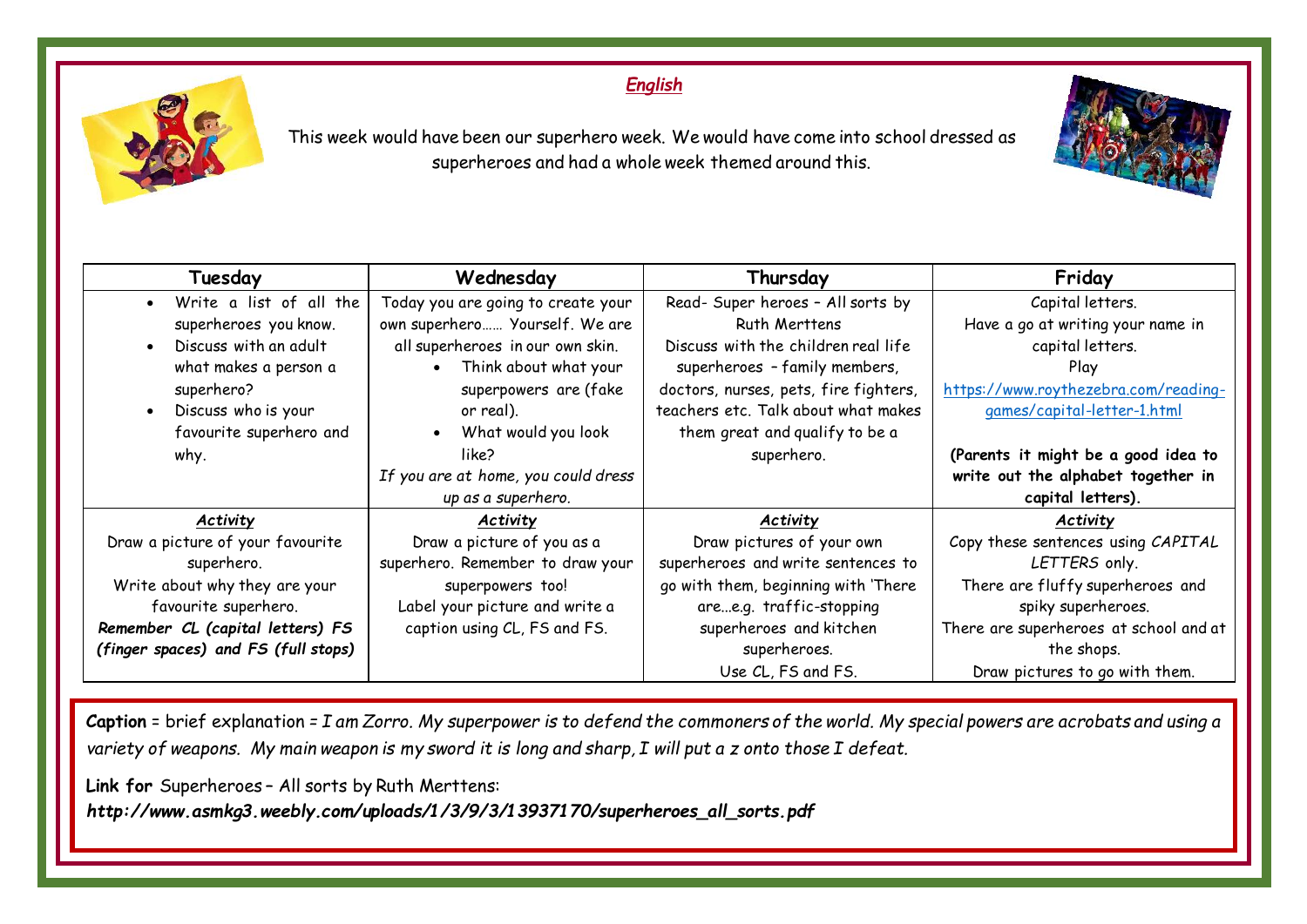## ***English***

This week would have been our superhero week. We would have come into school dressed as superheroes and had a whole week themed around this.

| Tuesday | Wednesday | Thursday | Friday |
|---|---|---|---|
| • Write a list of all the superheroes you know.<br>• Discuss with an adult what makes a person a superhero?<br>• Discuss who is your favourite superhero and why. | Today you are going to create your own superhero…… Yourself. We are all superheroes in our own skin.<br>• Think about what your superpowers are (fake or real).<br>• What would you look like?<br>*If you are at home, you could dress up as a superhero.* | Read- Super heroes – All sorts by Ruth Merttens<br>Discuss with the children real life superheroes – family members, doctors, nurses, pets, fire fighters, teachers etc. Talk about what makes them great and qualify to be a superhero. | Capital letters.<br>Have a go at writing your name in capital letters.<br>Play<br>https://www.roythezebra.com/reading-games/capital-letter-1.html<br><br>**(Parents it might be a good idea to write out the alphabet together in capital letters).** |
| ***Activity***<br>Draw a picture of your favourite superhero.<br>Write about why they are your favourite superhero.<br>***Remember CL (capital letters) FS (finger spaces) and FS (full stops)*** | ***Activity***<br>Draw a picture of you as a superhero. Remember to draw your superpowers too!<br>Label your picture and write a caption using CL, FS and FS. | ***Activity***<br>Draw pictures of your own superheroes and write sentences to go with them, beginning with 'There are…e.g. traffic-stopping superheroes and kitchen superheroes.<br>Use CL, FS and FS. | ***Activity***<br>Copy these sentences using *CAPITAL LETTERS* only.<br>There are fluffy superheroes and spiky superheroes.<br>There are superheroes at school and at the shops.<br>Draw pictures to go with them. |

**Caption** = brief explanation = *I am Zorro. My superpower is to defend the commoners of the world. My special powers are acrobats and using a variety of weapons. My main weapon is my sword it is long and sharp, I will put a z onto those I defeat.*

**Link for** Superheroes – All sorts by Ruth Merttens:

***http://www.asmkg3.weebly.com/uploads/1/3/9/3/13937170/superheroes_all_sorts.pdf***